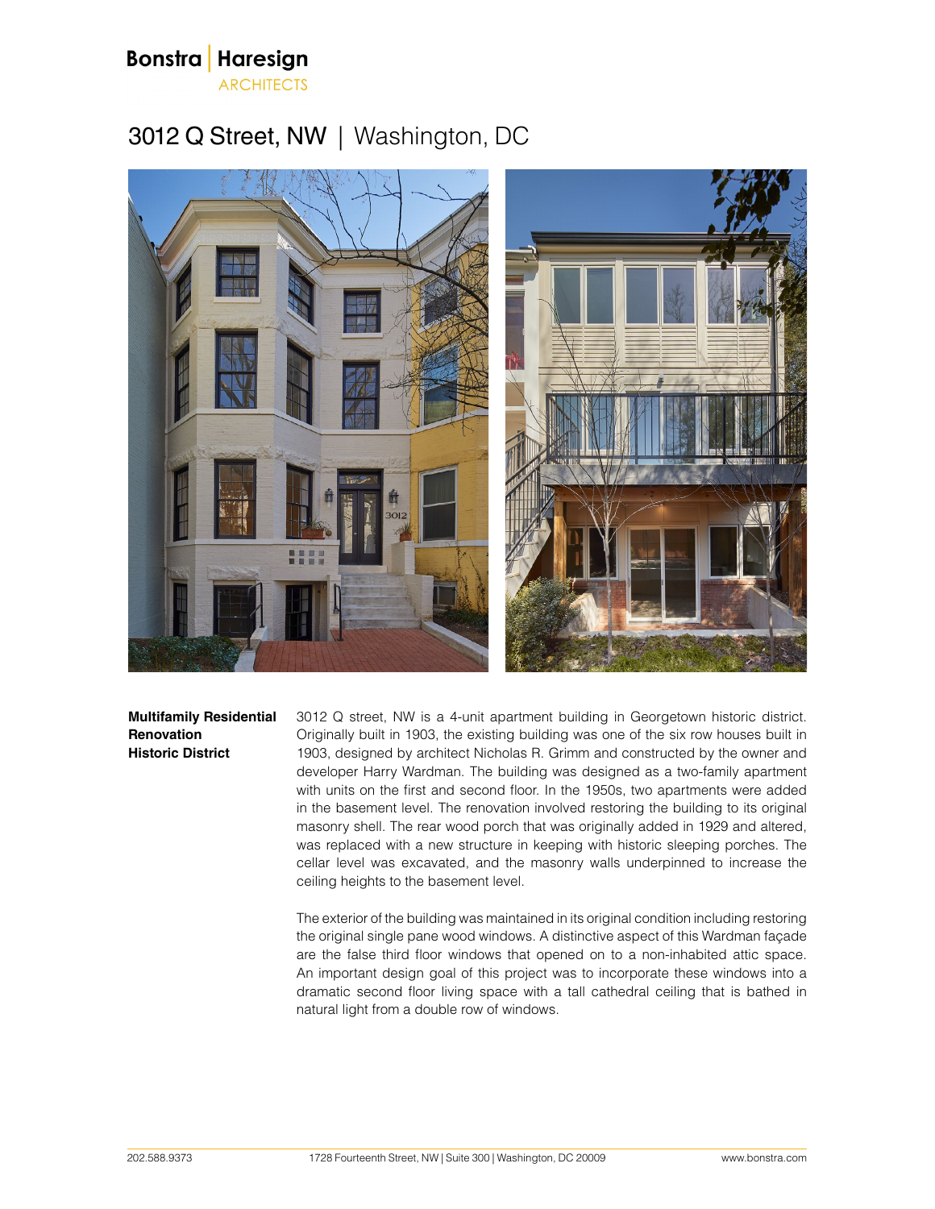Bonstra | Haresign
ARCHITECTS

# 3012 Q Street, NW | Washington, DC

**Multifamily Residential**
**Renovation**
**Historic District**

3012 Q street, NW is a 4-unit apartment building in Georgetown historic district. Originally built in 1903, the existing building was one of the six row houses built in 1903, designed by architect Nicholas R. Grimm and constructed by the owner and developer Harry Wardman. The building was designed as a two-family apartment with units on the first and second floor. In the 1950s, two apartments were added in the basement level. The renovation involved restoring the building to its original masonry shell. The rear wood porch that was originally added in 1929 and altered, was replaced with a new structure in keeping with historic sleeping porches. The cellar level was excavated, and the masonry walls underpinned to increase the ceiling heights to the basement level.

The exterior of the building was maintained in its original condition including restoring the original single pane wood windows. A distinctive aspect of this Wardman façade are the false third floor windows that opened on to a non-inhabited attic space. An important design goal of this project was to incorporate these windows into a dramatic second floor living space with a tall cathedral ceiling that is bathed in natural light from a double row of windows.

202.588.9373 1728 Fourteenth Street, NW | Suite 300 | Washington, DC 20009 www.bonstra.com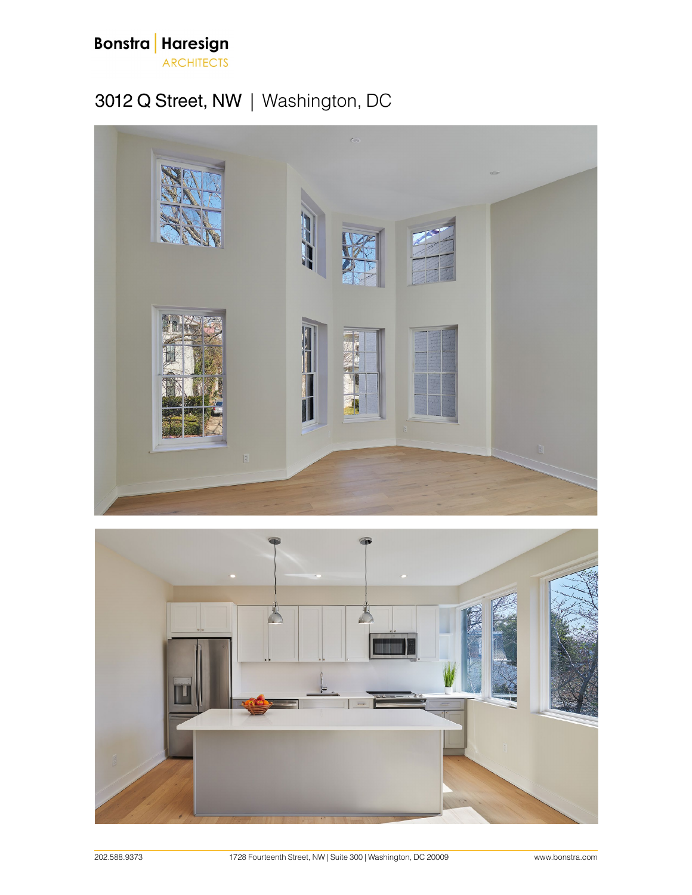**Bonstra | Haresign**
ARCHITECTS

# 3012 Q Street, NW | Washington, DC

202.588.9373 | 1728 Fourteenth Street, NW | Suite 300 | Washington, DC 20009 | www.bonstra.com